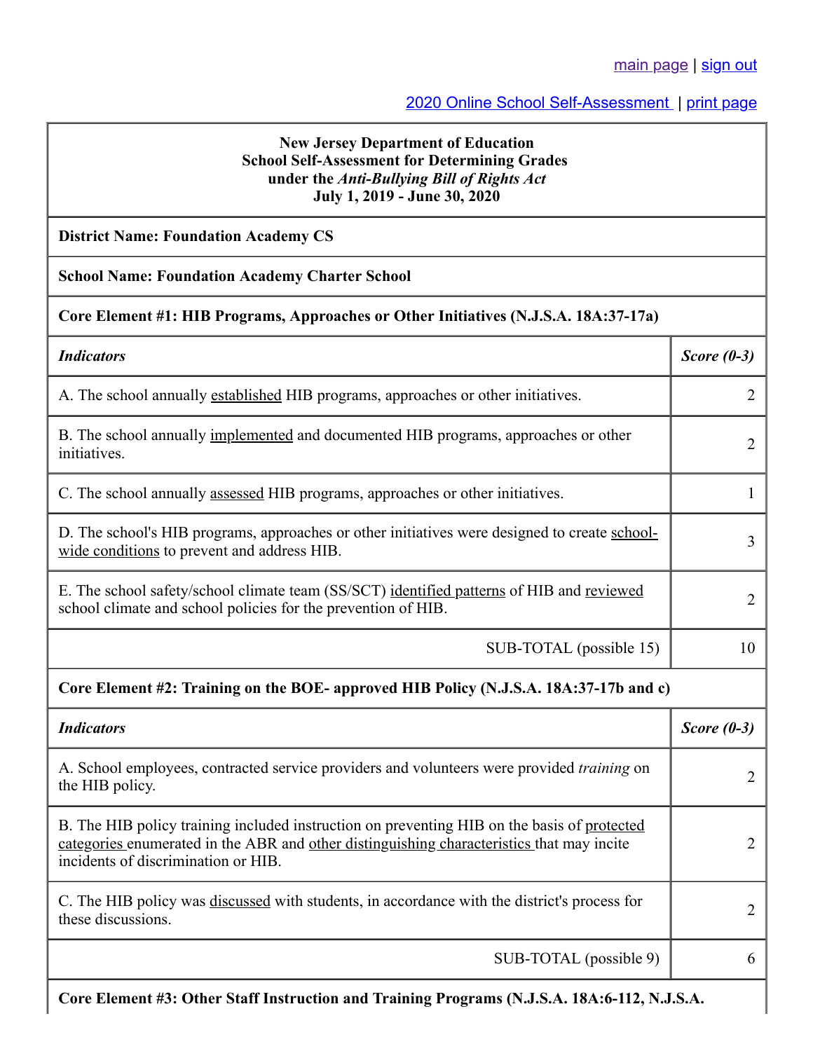main page | sign out

2020 Online School Self-Assessment | print page

**New Jersey Department of Education**
**School Self-Assessment for Determining Grades**
**under the *Anti-Bullying Bill of Rights Act***
**July 1, 2019 - June 30, 2020**

**District Name: Foundation Academy CS**

**School Name: Foundation Academy Charter School**

**Core Element #1: HIB Programs, Approaches or Other Initiatives (N.J.S.A. 18A:37-17a)**

| *Indicators* | *Score (0-3)* |
|---|---|
| A. The school annually established HIB programs, approaches or other initiatives. | 2 |
| B. The school annually implemented and documented HIB programs, approaches or other initiatives. | 2 |
| C. The school annually assessed HIB programs, approaches or other initiatives. | 1 |
| D. The school's HIB programs, approaches or other initiatives were designed to create school-wide conditions to prevent and address HIB. | 3 |
| E. The school safety/school climate team (SS/SCT) identified patterns of HIB and reviewed school climate and school policies for the prevention of HIB. | 2 |
| SUB-TOTAL (possible 15) | 10 |

**Core Element #2: Training on the BOE- approved HIB Policy (N.J.S.A. 18A:37-17b and c)**

| *Indicators* | *Score (0-3)* |
|---|---|
| A. School employees, contracted service providers and volunteers were provided *training* on the HIB policy. | 2 |
| B. The HIB policy training included instruction on preventing HIB on the basis of protected categories enumerated in the ABR and other distinguishing characteristics that may incite incidents of discrimination or HIB. | 2 |
| C. The HIB policy was discussed with students, in accordance with the district's process for these discussions. | 2 |
| SUB-TOTAL (possible 9) | 6 |

**Core Element #3: Other Staff Instruction and Training Programs (N.J.S.A. 18A:6-112, N.J.S.A.**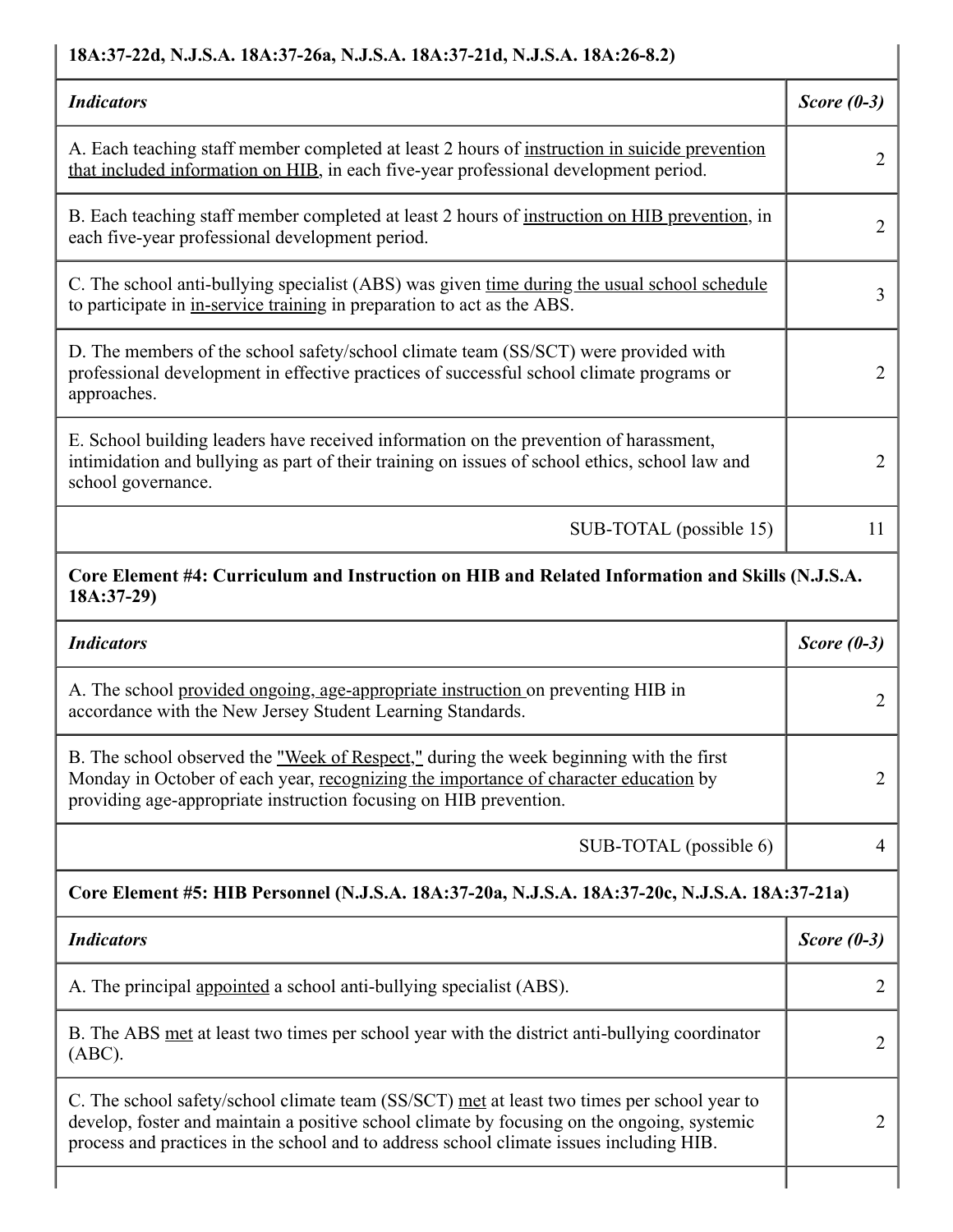| **18A:37-22d, N.J.S.A. 18A:37-26a, N.J.S.A. 18A:37-21d, N.J.S.A. 18A:26-8.2)** | |
|---|---|
| ***Indicators*** | ***Score (0-3)*** |
| A. Each teaching staff member completed at least 2 hours of instruction in suicide prevention that included information on HIB, in each five-year professional development period. | 2 |
| B. Each teaching staff member completed at least 2 hours of instruction on HIB prevention, in each five-year professional development period. | 2 |
| C. The school anti-bullying specialist (ABS) was given time during the usual school schedule to participate in in-service training in preparation to act as the ABS. | 3 |
| D. The members of the school safety/school climate team (SS/SCT) were provided with professional development in effective practices of successful school climate programs or approaches. | 2 |
| E. School building leaders have received information on the prevention of harassment, intimidation and bullying as part of their training on issues of school ethics, school law and school governance. | 2 |
| SUB-TOTAL (possible 15) | 11 |

| **Core Element #4: Curriculum and Instruction on HIB and Related Information and Skills (N.J.S.A. 18A:37-29)** | |
|---|---|
| ***Indicators*** | ***Score (0-3)*** |
| A. The school provided ongoing, age-appropriate instruction on preventing HIB in accordance with the New Jersey Student Learning Standards. | 2 |
| B. The school observed the "Week of Respect," during the week beginning with the first Monday in October of each year, recognizing the importance of character education by providing age-appropriate instruction focusing on HIB prevention. | 2 |
| SUB-TOTAL (possible 6) | 4 |

| **Core Element #5: HIB Personnel (N.J.S.A. 18A:37-20a, N.J.S.A. 18A:37-20c, N.J.S.A. 18A:37-21a)** | |
|---|---|
| ***Indicators*** | ***Score (0-3)*** |
| A. The principal appointed a school anti-bullying specialist (ABS). | 2 |
| B. The ABS met at least two times per school year with the district anti-bullying coordinator (ABC). | 2 |
| C. The school safety/school climate team (SS/SCT) met at least two times per school year to develop, foster and maintain a positive school climate by focusing on the ongoing, systemic process and practices in the school and to address school climate issues including HIB. | 2 |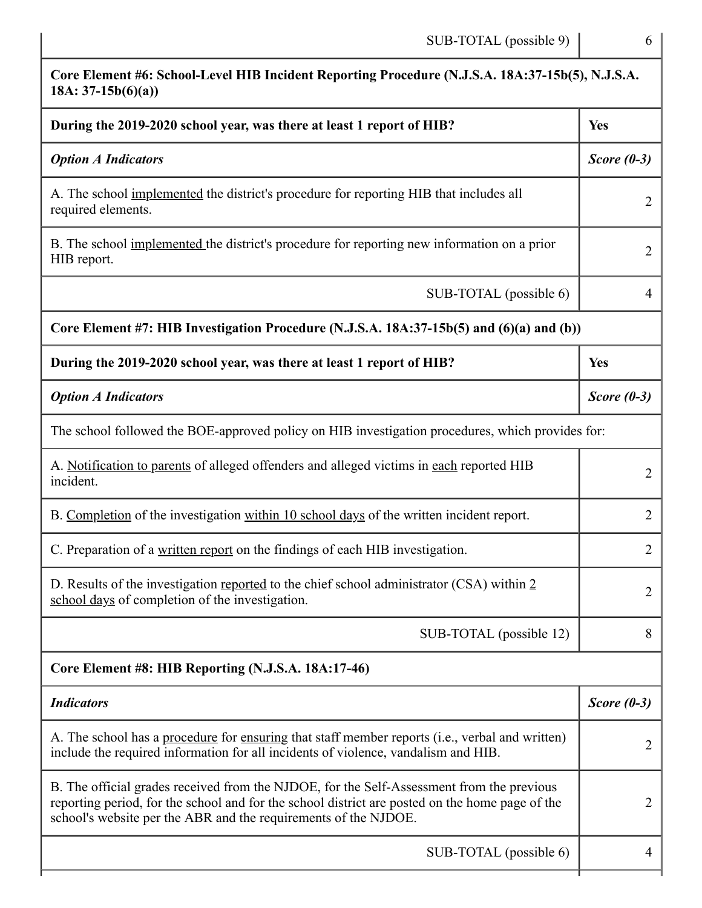| | |
|---|---|
| SUB-TOTAL (possible 9) | 6 |
| **Core Element #6: School-Level HIB Incident Reporting Procedure (N.J.S.A. 18A:37-15b(5), N.J.S.A. 18A: 37-15b(6)(a))** | |
| **During the 2019-2020 school year, was there at least 1 report of HIB?** | **Yes** |
| ***Option A Indicators*** | ***Score (0-3)*** |
| A. The school implemented the district's procedure for reporting HIB that includes all required elements. | 2 |
| B. The school implemented the district's procedure for reporting new information on a prior HIB report. | 2 |
| SUB-TOTAL (possible 6) | 4 |
| **Core Element #7: HIB Investigation Procedure (N.J.S.A. 18A:37-15b(5) and (6)(a) and (b))** | |
| **During the 2019-2020 school year, was there at least 1 report of HIB?** | **Yes** |
| ***Option A Indicators*** | ***Score (0-3)*** |
| The school followed the BOE-approved policy on HIB investigation procedures, which provides for: | |
| A. Notification to parents of alleged offenders and alleged victims in each reported HIB incident. | 2 |
| B. Completion of the investigation within 10 school days of the written incident report. | 2 |
| C. Preparation of a written report on the findings of each HIB investigation. | 2 |
| D. Results of the investigation reported to the chief school administrator (CSA) within 2 school days of completion of the investigation. | 2 |
| SUB-TOTAL (possible 12) | 8 |
| **Core Element #8: HIB Reporting (N.J.S.A. 18A:17-46)** | |
| ***Indicators*** | ***Score (0-3)*** |
| A. The school has a procedure for ensuring that staff member reports (i.e., verbal and written) include the required information for all incidents of violence, vandalism and HIB. | 2 |
| B. The official grades received from the NJDOE, for the Self-Assessment from the previous reporting period, for the school and for the school district are posted on the home page of the school's website per the ABR and the requirements of the NJDOE. | 2 |
| SUB-TOTAL (possible 6) | 4 |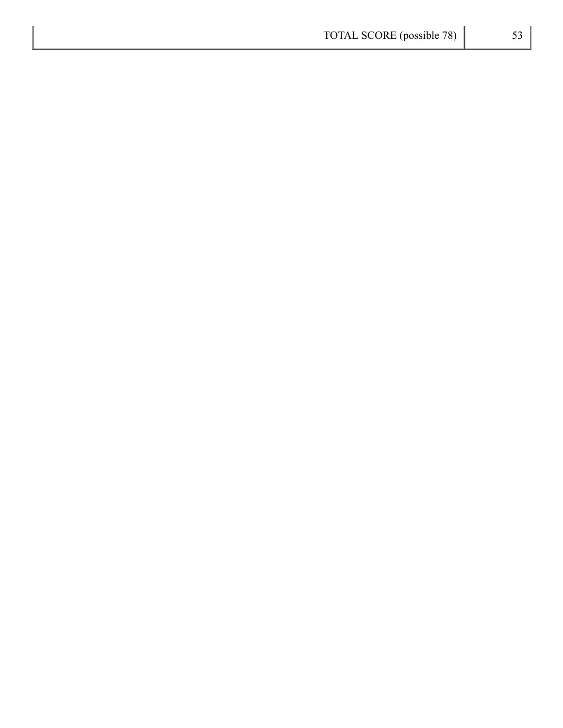| | |
|---|---|
| TOTAL SCORE (possible 78) | 53 |